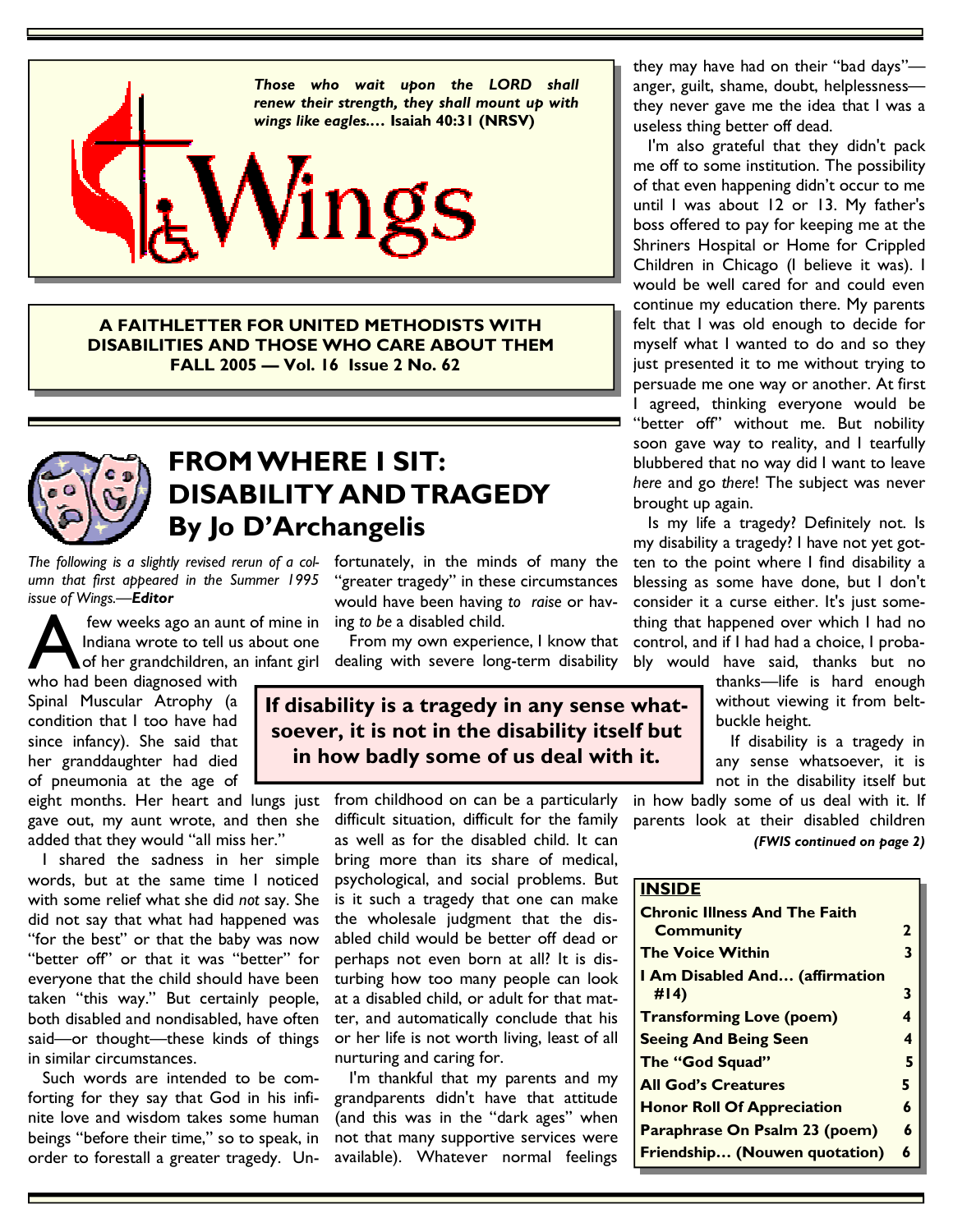*Those who wait upon the LORD shall renew their strength, they shall mount up with wings like eagles.…* **Isaiah 40:31 (NRSV)**

# Wings

**A FAITHLETTER FOR UNITED METHODISTS WITH DISABILITIES AND THOSE WHO CARE ABOUT THEM**
**FALL 2005 — Vol. 16 Issue 2 No. 62**

## FROM WHERE I SIT: DISABILITY AND TRAGEDY
## By Jo D'Archangelis

*The following is a slightly revised rerun of a column that first appeared in the Summer 1995 issue of Wings.—**Editor***

A few weeks ago an aunt of mine in Indiana wrote to tell us about one of her grandchildren, an infant girl who had been diagnosed with Spinal Muscular Atrophy (a condition that I too have had since infancy). She said that her granddaughter had died of pneumonia at the age of eight months. Her heart and lungs just gave out, my aunt wrote, and then she added that they would "all miss her."

I shared the sadness in her simple words, but at the same time I noticed with some relief what she did *not* say. She did not say that what had happened was "for the best" or that the baby was now "better off" or that it was "better" for everyone that the child should have been taken "this way." But certainly people, both disabled and nondisabled, have often said—or thought—these kinds of things in similar circumstances.

Such words are intended to be comforting for they say that God in his infinite love and wisdom takes some human beings "before their time," so to speak, in order to forestall a greater tragedy. Unfortunately, in the minds of many the "greater tragedy" in these circumstances would have been having *to raise* or having *to be* a disabled child.

From my own experience, I know that dealing with severe long-term disability from childhood on can be a particularly difficult situation, difficult for the family as well as for the disabled child. It can bring more than its share of medical, psychological, and social problems. But is it such a tragedy that one can make the wholesale judgment that the disabled child would be better off dead or perhaps not even born at all? It is disturbing how too many people can look at a disabled child, or adult for that matter, and automatically conclude that his or her life is not worth living, least of all nurturing and caring for.

**If disability is a tragedy in any sense whatsoever, it is not in the disability itself but in how badly some of us deal with it.**

I'm thankful that my parents and my grandparents didn't have that attitude (and this was in the "dark ages" when not that many supportive services were available). Whatever normal feelings they may have had on their "bad days"—anger, guilt, shame, doubt, helplessness—they never gave me the idea that I was a useless thing better off dead.

I'm also grateful that they didn't pack me off to some institution. The possibility of that even happening didn't occur to me until I was about 12 or 13. My father's boss offered to pay for keeping me at the Shriners Hospital or Home for Crippled Children in Chicago (I believe it was). I would be well cared for and could even continue my education there. My parents felt that I was old enough to decide for myself what I wanted to do and so they just presented it to me without trying to persuade me one way or another. At first I agreed, thinking everyone would be "better off" without me. But nobility soon gave way to reality, and I tearfully blubbered that no way did I want to leave *here* and go *there*! The subject was never brought up again.

Is my life a tragedy? Definitely not. Is my disability a tragedy? I have not yet gotten to the point where I find disability a blessing as some have done, but I don't consider it a curse either. It's just something that happened over which I had no control, and if I had had a choice, I probably would have said, thanks but no thanks—life is hard enough without viewing it from belt-buckle height.

If disability is a tragedy in any sense whatsoever, it is not in the disability itself but in how badly some of us deal with it. If parents look at their disabled children

***(FWIS continued on page 2)***

| **INSIDE** | |
|---|---|
| **Chronic Illness And The Faith Community** | **2** |
| **The Voice Within** | **3** |
| **I Am Disabled And… (affirmation #14)** | **3** |
| **Transforming Love (poem)** | **4** |
| **Seeing And Being Seen** | **4** |
| **The "God Squad"** | **5** |
| **All God's Creatures** | **5** |
| **Honor Roll Of Appreciation** | **6** |
| **Paraphrase On Psalm 23 (poem)** | **6** |
| **Friendship… (Nouwen quotation)** | **6** |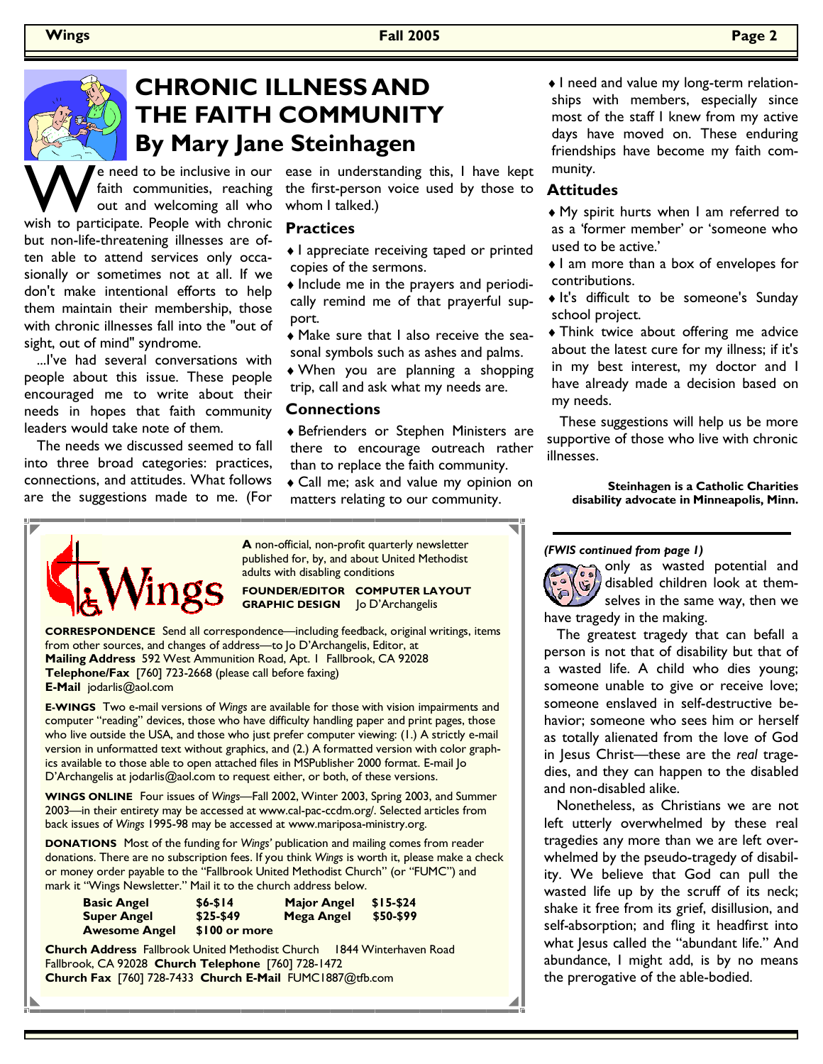# CHRONIC ILLNESS AND THE FAITH COMMUNITY

## By Mary Jane Steinhagen

We need to be inclusive in our faith communities, reaching out and welcoming all who wish to participate. People with chronic but non-life-threatening illnesses are often able to attend services only occasionally or sometimes not at all. If we don't make intentional efforts to help them maintain their membership, those with chronic illnesses fall into the "out of sight, out of mind" syndrome.

...I've had several conversations with people about this issue. These people encouraged me to write about their needs in hopes that faith community leaders would take note of them.

The needs we discussed seemed to fall into three broad categories: practices, connections, and attitudes. What follows are the suggestions made to me. (For ease in understanding this, I have kept the first-person voice used by those to whom I talked.)

### Practices

- I appreciate receiving taped or printed copies of the sermons.
- Include me in the prayers and periodically remind me of that prayerful support.
- Make sure that I also receive the seasonal symbols such as ashes and palms.
- When you are planning a shopping trip, call and ask what my needs are.

### Connections

- Befrienders or Stephen Ministers are there to encourage outreach rather than to replace the faith community.
- Call me; ask and value my opinion on matters relating to our community.
- I need and value my long-term relationships with members, especially since most of the staff I knew from my active days have moved on. These enduring friendships have become my faith community.

### Attitudes

- My spirit hurts when I am referred to as a 'former member' or 'someone who used to be active.'
- I am more than a box of envelopes for contributions.
- It's difficult to be someone's Sunday school project.
- Think twice about offering me advice about the latest cure for my illness; if it's in my best interest, my doctor and I have already made a decision based on my needs.

These suggestions will help us be more supportive of those who live with chronic illnesses.

**Steinhagen is a Catholic Charities disability advocate in Minneapolis, Minn.**

---

**A** non-official, non-profit quarterly newsletter published for, by, and about United Methodist adults with disabling conditions

**FOUNDER/EDITOR COMPUTER LAYOUT GRAPHIC DESIGN** Jo D'Archangelis

**CORRESPONDENCE** Send all correspondence—including feedback, original writings, items from other sources, and changes of address—to Jo D'Archangelis, Editor, at
**Mailing Address** 592 West Ammunition Road, Apt. 1 Fallbrook, CA 92028
**Telephone/Fax** [760] 723-2668 (please call before faxing)
**E-Mail** jodarlis@aol.com

**E-WINGS** Two e-mail versions of *Wings* are available for those with vision impairments and computer "reading" devices, those who have difficulty handling paper and print pages, those who live outside the USA, and those who just prefer computer viewing: (1.) A strictly e-mail version in unformatted text without graphics, and (2.) A formatted version with color graphics available to those able to open attached files in MSPublisher 2000 format. E-mail Jo D'Archangelis at jodarlis@aol.com to request either, or both, of these versions.

**WINGS ONLINE** Four issues of *Wings*—Fall 2002, Winter 2003, Spring 2003, and Summer 2003—in their entirety may be accessed at www.cal-pac-ccdm.org/. Selected articles from back issues of *Wings* 1995-98 may be accessed at www.mariposa-ministry.org.

**DONATIONS** Most of the funding for *Wings'* publication and mailing comes from reader donations. There are no subscription fees. If you think *Wings* is worth it, please make a check or money order payable to the "Fallbrook United Methodist Church" (or "FUMC") and mark it "Wings Newsletter." Mail it to the church address below.

| | | | |
|---|---|---|---|
| **Basic Angel** | **$6-$14** | **Major Angel** | **$15-$24** |
| **Super Angel** | **$25-$49** | **Mega Angel** | **$50-$99** |
| **Awesome Angel** | **$100 or more** | | |

**Church Address** Fallbrook United Methodist Church 1844 Winterhaven Road Fallbrook, CA 92028 **Church Telephone** [760] 728-1472
**Church Fax** [760] 728-7433 **Church E-Mail** FUMC1887@tfb.com

---

***(FWIS continued from page 1)***

only as wasted potential and disabled children look at themselves in the same way, then we have tragedy in the making.

The greatest tragedy that can befall a person is not that of disability but that of a wasted life. A child who dies young; someone unable to give or receive love; someone enslaved in self-destructive behavior; someone who sees him or herself as totally alienated from the love of God in Jesus Christ—these are the *real* tragedies, and they can happen to the disabled and non-disabled alike.

Nonetheless, as Christians we are not left utterly overwhelmed by these real tragedies any more than we are left overwhelmed by the pseudo-tragedy of disability. We believe that God can pull the wasted life up by the scruff of its neck; shake it free from its grief, disillusion, and self-absorption; and fling it headfirst into what Jesus called the "abundant life." And abundance, I might add, is by no means the prerogative of the able-bodied.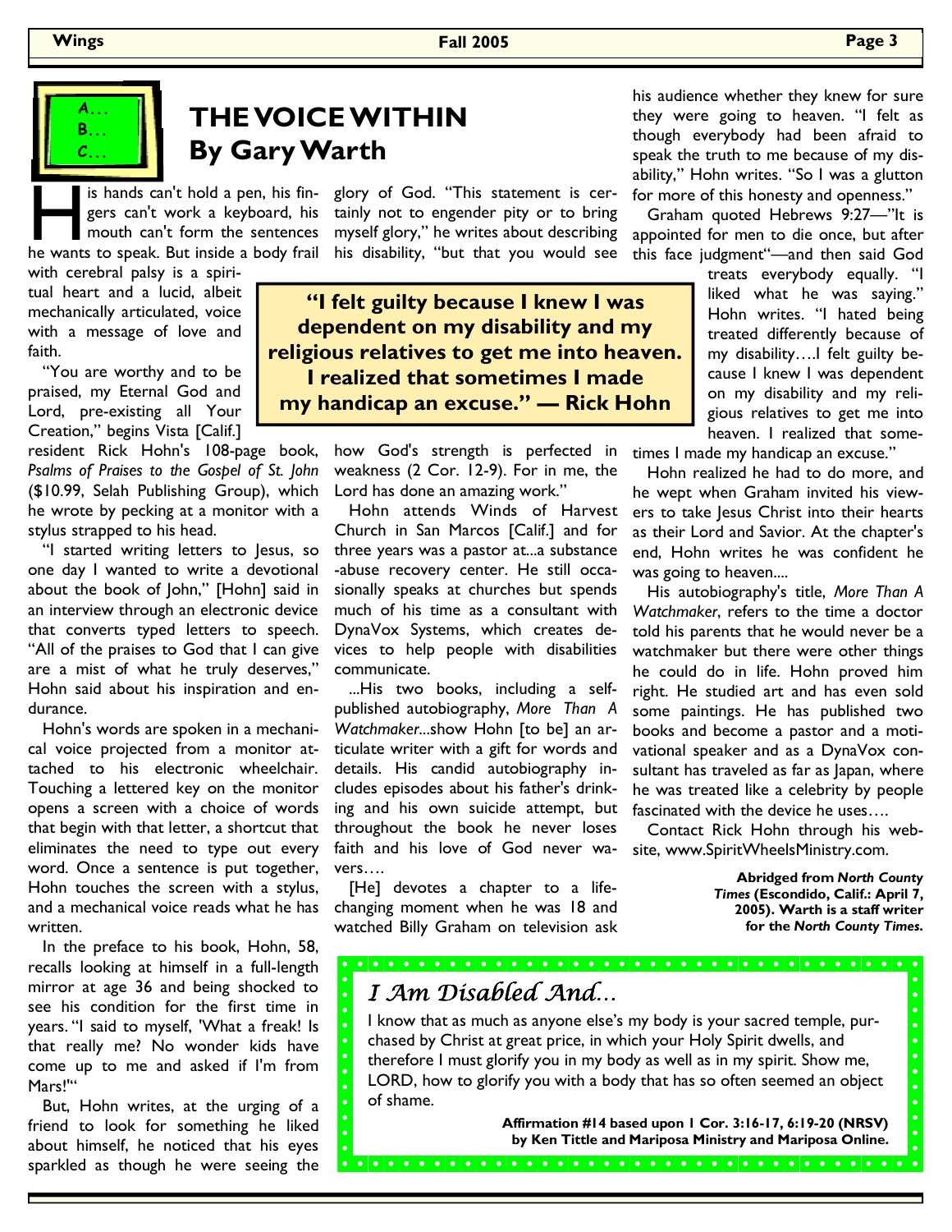# THE VOICE WITHIN
## By Gary Warth

His hands can't hold a pen, his fingers can't work a keyboard, his mouth can't form the sentences he wants to speak. But inside a body frail with cerebral palsy is a spiritual heart and a lucid, albeit mechanically articulated, voice with a message of love and faith.

"You are worthy and to be praised, my Eternal God and Lord, pre-existing all Your Creation," begins Vista [Calif.] resident Rick Hohn's 108-page book, *Psalms of Praises to the Gospel of St. John* ($10.99, Selah Publishing Group), which he wrote by pecking at a monitor with a stylus strapped to his head.

"I started writing letters to Jesus, so one day I wanted to write a devotional about the book of John," [Hohn] said in an interview through an electronic device that converts typed letters to speech. "All of the praises to God that I can give are a mist of what he truly deserves," Hohn said about his inspiration and endurance.

Hohn's words are spoken in a mechanical voice projected from a monitor attached to his electronic wheelchair. Touching a lettered key on the monitor opens a screen with a choice of words that begin with that letter, a shortcut that eliminates the need to type out every word. Once a sentence is put together, Hohn touches the screen with a stylus, and a mechanical voice reads what he has written.

In the preface to his book, Hohn, 58, recalls looking at himself in a full-length mirror at age 36 and being shocked to see his condition for the first time in years. "I said to myself, 'What a freak! Is that really me? No wonder kids have come up to me and asked if I'm from Mars!'"

But, Hohn writes, at the urging of a friend to look for something he liked about himself, he noticed that his eyes sparkled as though he were seeing the glory of God. "This statement is certainly not to engender pity or to bring myself glory," he writes about describing his disability, "but that you would see how God's strength is perfected in weakness (2 Cor. 12-9). For in me, the Lord has done an amazing work."

> **"I felt guilty because I knew I was dependent on my disability and my religious relatives to get me into heaven. I realized that sometimes I made my handicap an excuse." — Rick Hohn**

Hohn attends Winds of Harvest Church in San Marcos [Calif.] and for three years was a pastor at...a substance-abuse recovery center. He still occasionally speaks at churches but spends much of his time as a consultant with DynaVox Systems, which creates devices to help people with disabilities communicate.

...His two books, including a self-published autobiography, *More Than A Watchmaker*...show Hohn [to be] an articulate writer with a gift for words and details. His candid autobiography includes episodes about his father's drinking and his own suicide attempt, but throughout the book he never loses faith and his love of God never wavers….

[He] devotes a chapter to a life-changing moment when he was 18 and watched Billy Graham on television ask his audience whether they knew for sure they were going to heaven. "I felt as though everybody had been afraid to speak the truth to me because of my disability," Hohn writes. "So I was a glutton for more of this honesty and openness."

Graham quoted Hebrews 9:27—"It is appointed for men to die once, but after this face judgment"—and then said God treats everybody equally. "I liked what he was saying." Hohn writes. "I hated being treated differently because of my disability….I felt guilty because I knew I was dependent on my disability and my religious relatives to get me into heaven. I realized that sometimes I made my handicap an excuse."

Hohn realized he had to do more, and he wept when Graham invited his viewers to take Jesus Christ into their hearts as their Lord and Savior. At the chapter's end, Hohn writes he was confident he was going to heaven....

His autobiography's title, *More Than A Watchmaker*, refers to the time a doctor told his parents that he would never be a watchmaker but there were other things he could do in life. Hohn proved him right. He studied art and has even sold some paintings. He has published two books and become a pastor and a motivational speaker and as a DynaVox consultant has traveled as far as Japan, where he was treated like a celebrity by people fascinated with the device he uses….

Contact Rick Hohn through his website, www.SpiritWheelsMinistry.com.

**Abridged from *North County Times* (Escondido, Calif.: April 7, 2005). Warth is a staff writer for the *North County Times.***

### *I Am Disabled And…*

I know that as much as anyone else's my body is your sacred temple, purchased by Christ at great price, in which your Holy Spirit dwells, and therefore I must glorify you in my body as well as in my spirit. Show me, LORD, how to glorify you with a body that has so often seemed an object of shame.

**Affirmation #14 based upon 1 Cor. 3:16-17, 6:19-20 (NRSV) by Ken Tittle and Mariposa Ministry and Mariposa Online.**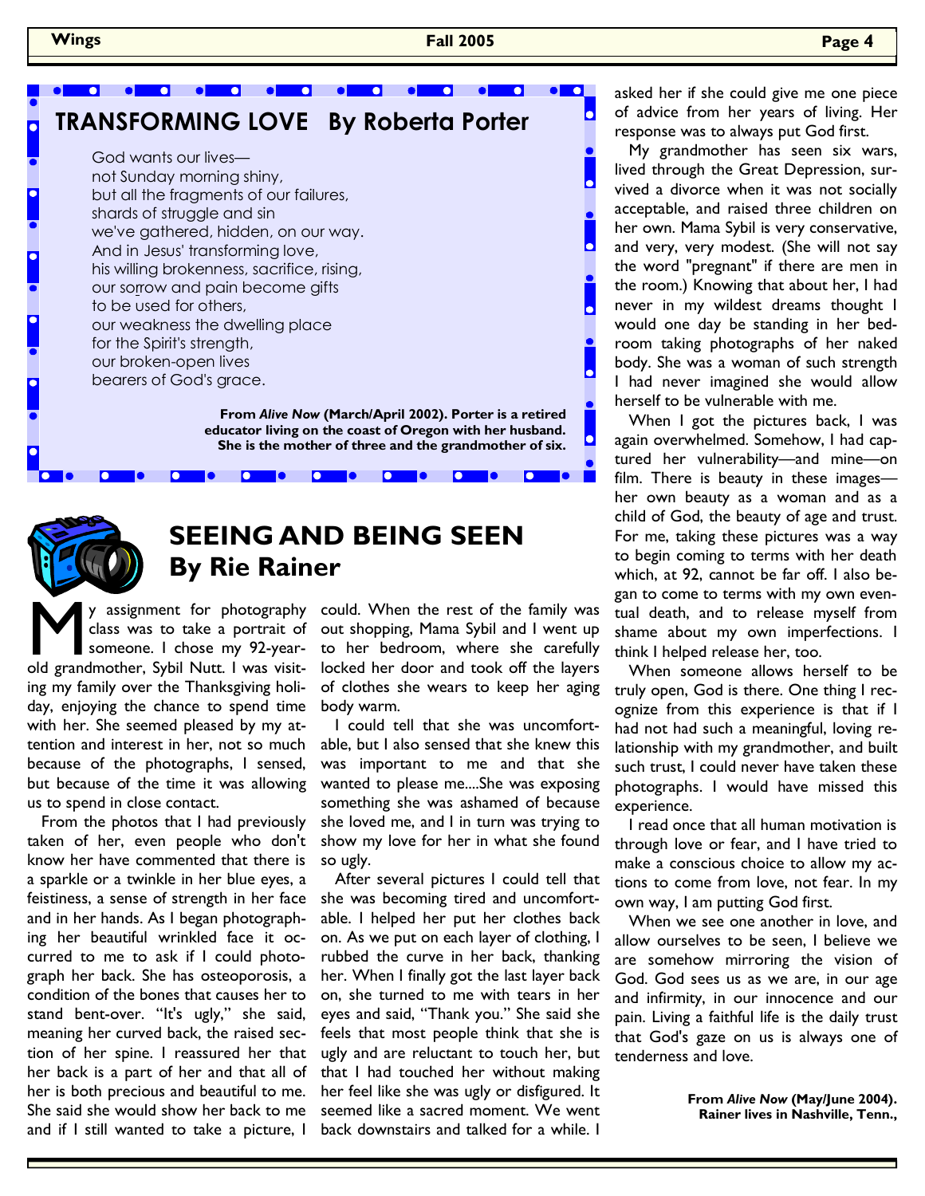## TRANSFORMING LOVE By Roberta Porter

God wants our lives—
not Sunday morning shiny,
but all the fragments of our failures,
shards of struggle and sin
we've gathered, hidden, on our way.
And in Jesus' transforming love,
his willing brokenness, sacrifice, rising,
our sorrow and pain become gifts
to be used for others,
our weakness the dwelling place
for the Spirit's strength,
our broken-open lives
bearers of God's grace.

**From *Alive Now* (March/April 2002). Porter is a retired educator living on the coast of Oregon with her husband. She is the mother of three and the grandmother of six.**

## SEEING AND BEING SEEN By Rie Rainer

My assignment for photography class was to take a portrait of someone. I chose my 92-year-old grandmother, Sybil Nutt. I was visiting my family over the Thanksgiving holiday, enjoying the chance to spend time with her. She seemed pleased by my attention and interest in her, not so much because of the photographs, I sensed, but because of the time it was allowing us to spend in close contact.

From the photos that I had previously taken of her, even people who don't know her have commented that there is a sparkle or a twinkle in her blue eyes, a feistiness, a sense of strength in her face and in her hands. As I began photographing her beautiful wrinkled face it occurred to me to ask if I could photograph her back. She has osteoporosis, a condition of the bones that causes her to stand bent-over. "It's ugly," she said, meaning her curved back, the raised section of her spine. I reassured her that her back is a part of her and that all of her is both precious and beautiful to me. She said she would show her back to me and if I still wanted to take a picture, I could. When the rest of the family was out shopping, Mama Sybil and I went up to her bedroom, where she carefully locked her door and took off the layers of clothes she wears to keep her aging body warm.

I could tell that she was uncomfortable, but I also sensed that she knew this was important to me and that she wanted to please me....She was exposing something she was ashamed of because she loved me, and I in turn was trying to show my love for her in what she found so ugly.

After several pictures I could tell that she was becoming tired and uncomfortable. I helped her put her clothes back on. As we put on each layer of clothing, I rubbed the curve in her back, thanking her. When I finally got the last layer back on, she turned to me with tears in her eyes and said, "Thank you." She said she feels that most people think that she is ugly and are reluctant to touch her, but that I had touched her without making her feel like she was ugly or disfigured. It seemed like a sacred moment. We went back downstairs and talked for a while. I asked her if she could give me one piece of advice from her years of living. Her response was to always put God first.

My grandmother has seen six wars, lived through the Great Depression, survived a divorce when it was not socially acceptable, and raised three children on her own. Mama Sybil is very conservative, and very, very modest. (She will not say the word "pregnant" if there are men in the room.) Knowing that about her, I had never in my wildest dreams thought I would one day be standing in her bedroom taking photographs of her naked body. She was a woman of such strength I had never imagined she would allow herself to be vulnerable with me.

When I got the pictures back, I was again overwhelmed. Somehow, I had captured her vulnerability—and mine—on film. There is beauty in these images—her own beauty as a woman and as a child of God, the beauty of age and trust. For me, taking these pictures was a way to begin coming to terms with her death which, at 92, cannot be far off. I also began to come to terms with my own eventual death, and to release myself from shame about my own imperfections. I think I helped release her, too.

When someone allows herself to be truly open, God is there. One thing I recognize from this experience is that if I had not had such a meaningful, loving relationship with my grandmother, and built such trust, I could never have taken these photographs. I would have missed this experience.

I read once that all human motivation is through love or fear, and I have tried to make a conscious choice to allow my actions to come from love, not fear. In my own way, I am putting God first.

When we see one another in love, and allow ourselves to be seen, I believe we are somehow mirroring the vision of God. God sees us as we are, in our age and infirmity, in our innocence and our pain. Living a faithful life is the daily trust that God's gaze on us is always one of tenderness and love.

**From *Alive Now* (May/June 2004). Rainer lives in Nashville, Tenn.,**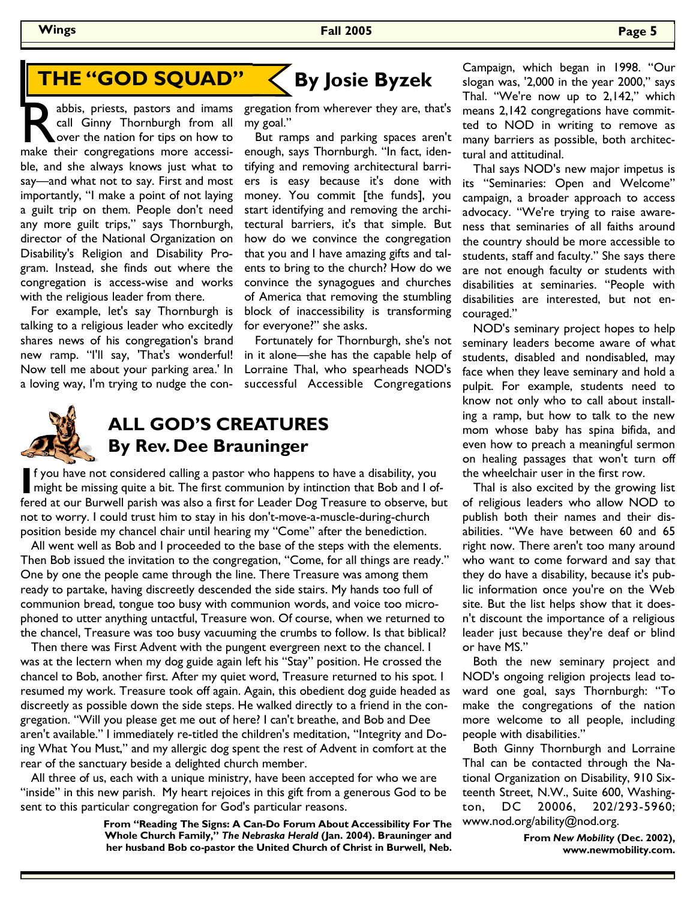## THE "GOD SQUAD" By Josie Byzek

Rabbis, priests, pastors and imams call Ginny Thornburgh from all over the nation for tips on how to make their congregations more accessible, and she always knows just what to say—and what not to say. First and most importantly, "I make a point of not laying a guilt trip on them. People don't need any more guilt trips," says Thornburgh, director of the National Organization on Disability's Religion and Disability Program. Instead, she finds out where the congregation is access-wise and works with the religious leader from there.

For example, let's say Thornburgh is talking to a religious leader who excitedly shares news of his congregation's brand new ramp. "I'll say, 'That's wonderful! Now tell me about your parking area.' In a loving way, I'm trying to nudge the congregation from wherever they are, that's my goal."

But ramps and parking spaces aren't enough, says Thornburgh. "In fact, identifying and removing architectural barriers is easy because it's done with money. You commit [the funds], you start identifying and removing the architectural barriers, it's that simple. But how do we convince the congregation that you and I have amazing gifts and talents to bring to the church? How do we convince the synagogues and churches of America that removing the stumbling block of inaccessibility is transforming for everyone?" she asks.

Fortunately for Thornburgh, she's not in it alone—she has the capable help of Lorraine Thal, who spearheads NOD's successful Accessible Congregations Campaign, which began in 1998. "Our slogan was, '2,000 in the year 2000,'" says Thal. "We're now up to 2,142," which means 2,142 congregations have committed to NOD in writing to remove as many barriers as possible, both architectural and attitudinal.

Thal says NOD's new major impetus is its "Seminaries: Open and Welcome" campaign, a broader approach to access advocacy. "We're trying to raise awareness that seminaries of all faiths around the country should be more accessible to students, staff and faculty." She says there are not enough faculty or students with disabilities at seminaries. "People with disabilities are interested, but not encouraged."

NOD's seminary project hopes to help seminary leaders become aware of what students, disabled and nondisabled, may face when they leave seminary and hold a pulpit. For example, students need to know not only who to call about installing a ramp, but how to talk to the new mom whose baby has spina bifida, and even how to preach a meaningful sermon on healing passages that won't turn off the wheelchair user in the first row.

Thal is also excited by the growing list of religious leaders who allow NOD to publish both their names and their disabilities. "We have between 60 and 65 right now. There aren't too many around who want to come forward and say that they do have a disability, because it's public information once you're on the Web site. But the list helps show that it doesn't discount the importance of a religious leader just because they're deaf or blind or have MS."

Both the new seminary project and NOD's ongoing religion projects lead toward one goal, says Thornburgh: "To make the congregations of the nation more welcome to all people, including people with disabilities."

Both Ginny Thornburgh and Lorraine Thal can be contacted through the National Organization on Disability, 910 Sixteenth Street, N.W., Suite 600, Washington, DC 20006, 202/293-5960; www.nod.org/ability@nod.org.

**From *New Mobility* (Dec. 2002), www.newmobility.com.**

## ALL GOD'S CREATURES
## By Rev. Dee Brauninger

If you have not considered calling a pastor who happens to have a disability, you might be missing quite a bit. The first communion by intinction that Bob and I offered at our Burwell parish was also a first for Leader Dog Treasure to observe, but not to worry. I could trust him to stay in his don't-move-a-muscle-during-church position beside my chancel chair until hearing my "Come" after the benediction.

All went well as Bob and I proceeded to the base of the steps with the elements. Then Bob issued the invitation to the congregation, "Come, for all things are ready." One by one the people came through the line. There Treasure was among them ready to partake, having discreetly descended the side stairs. My hands too full of communion bread, tongue too busy with communion words, and voice too microphoned to utter anything untactful, Treasure won. Of course, when we returned to the chancel, Treasure was too busy vacuuming the crumbs to follow. Is that biblical?

Then there was First Advent with the pungent evergreen next to the chancel. I was at the lectern when my dog guide again left his "Stay" position. He crossed the chancel to Bob, another first. After my quiet word, Treasure returned to his spot. I resumed my work. Treasure took off again. Again, this obedient dog guide headed as discreetly as possible down the side steps. He walked directly to a friend in the congregation. "Will you please get me out of here? I can't breathe, and Bob and Dee aren't available." I immediately re-titled the children's meditation, "Integrity and Doing What You Must," and my allergic dog spent the rest of Advent in comfort at the rear of the sanctuary beside a delighted church member.

All three of us, each with a unique ministry, have been accepted for who we are "inside" in this new parish. My heart rejoices in this gift from a generous God to be sent to this particular congregation for God's particular reasons.

**From "Reading The Signs: A Can-Do Forum About Accessibility For The Whole Church Family," *The Nebraska Herald* (Jan. 2004). Brauninger and her husband Bob co-pastor the United Church of Christ in Burwell, Neb.**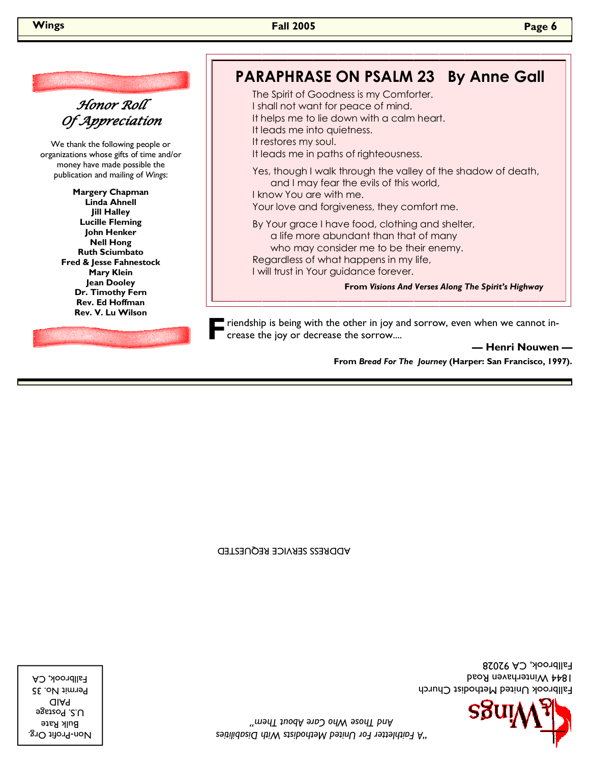# PARAPHRASE ON PSALM 23 By Anne Gall

The Spirit of Goodness is my Comforter.
I shall not want for peace of mind.
It helps me to lie down with a calm heart.
It leads me into quietness.
It restores my soul.
It leads me in paths of righteousness.

Yes, though I walk through the valley of the shadow of death,
and I may fear the evils of this world,
I know You are with me.
Your love and forgiveness, they comfort me.

By Your grace I have food, clothing and shelter,
a life more abundant than that of many
who may consider me to be their enemy.
Regardless of what happens in my life,
I will trust in Your guidance forever.

**From *Visions And Verses Along The Spirit's Highway***

## *Honor Roll Of Appreciation*

We thank the following people or organizations whose gifts of time and/or money have made possible the publication and mailing of *Wings*:

**Margery Chapman**
**Linda Ahnell**
**Jill Halley**
**Lucille Fleming**
**John Henker**
**Nell Hong**
**Ruth Sciumbato**
**Fred & Jesse Fahnestock**
**Mary Klein**
**Jean Dooley**
**Dr. Timothy Fern**
**Rev. Ed Hoffman**
**Rev. V. Lu Wilson**

Friendship is being with the other in joy and sorrow, even when we cannot increase the joy or decrease the sorrow....

**— Henri Nouwen —**

**From *Bread For The Journey* (Harper: San Francisco, 1997).**

---

ADDRESS SERVICE REQUESTED

Non-Profit Org.
Bulk Rate
U.S. Postage
PAID
Permit No. 35
Fallbrook, CA

Wings

*"A Faithletter For United Methodists With Disabilities And Those Who Care About Them"*

Fallbrook United Methodist Church
1844 Winterhaven Road
Fallbrook, CA 92028